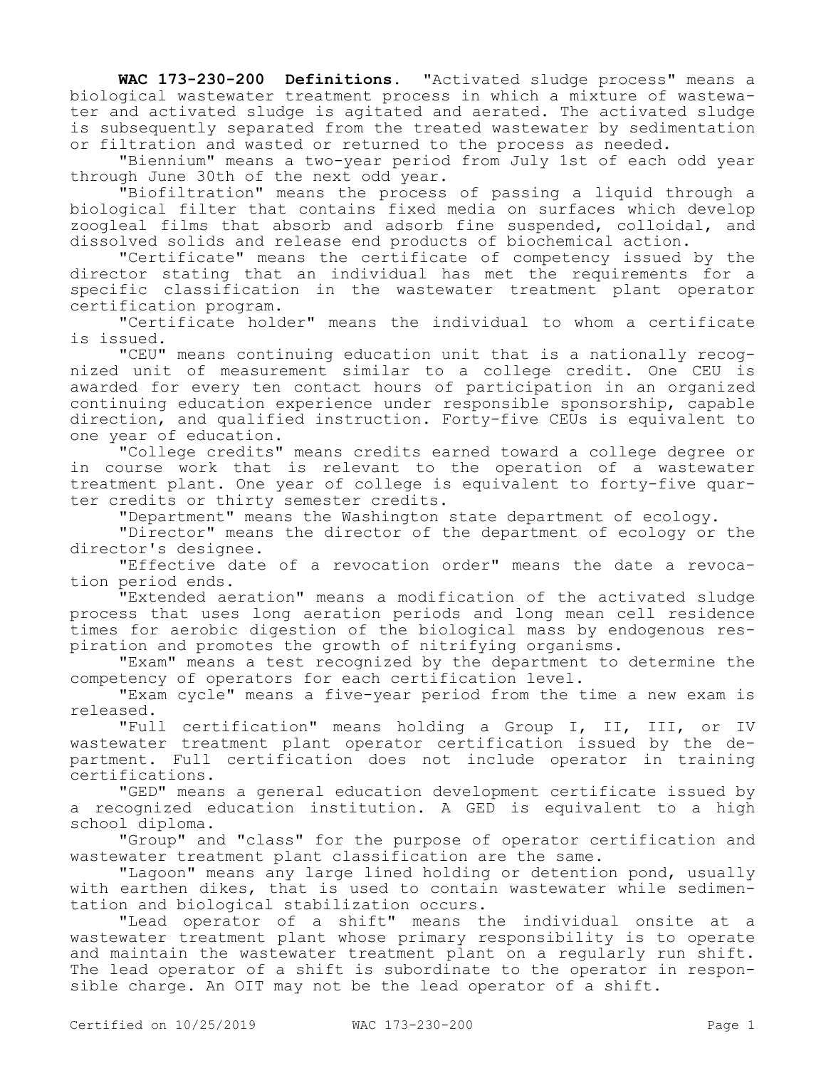**WAC 173-230-200 Definitions.** "Activated sludge process" means a biological wastewater treatment process in which a mixture of wastewater and activated sludge is agitated and aerated. The activated sludge is subsequently separated from the treated wastewater by sedimentation or filtration and wasted or returned to the process as needed.

"Biennium" means a two-year period from July 1st of each odd year through June 30th of the next odd year.

"Biofiltration" means the process of passing a liquid through a biological filter that contains fixed media on surfaces which develop zoogleal films that absorb and adsorb fine suspended, colloidal, and dissolved solids and release end products of biochemical action.

"Certificate" means the certificate of competency issued by the director stating that an individual has met the requirements for a specific classification in the wastewater treatment plant operator certification program.

"Certificate holder" means the individual to whom a certificate is issued.

"CEU" means continuing education unit that is a nationally recognized unit of measurement similar to a college credit. One CEU is awarded for every ten contact hours of participation in an organized continuing education experience under responsible sponsorship, capable direction, and qualified instruction. Forty-five CEUs is equivalent to one year of education.

"College credits" means credits earned toward a college degree or in course work that is relevant to the operation of a wastewater treatment plant. One year of college is equivalent to forty-five quarter credits or thirty semester credits.

"Department" means the Washington state department of ecology.

"Director" means the director of the department of ecology or the director's designee.

"Effective date of a revocation order" means the date a revocation period ends.

"Extended aeration" means a modification of the activated sludge process that uses long aeration periods and long mean cell residence times for aerobic digestion of the biological mass by endogenous respiration and promotes the growth of nitrifying organisms.

"Exam" means a test recognized by the department to determine the competency of operators for each certification level.

"Exam cycle" means a five-year period from the time a new exam is released.

"Full certification" means holding a Group I, II, III, or IV wastewater treatment plant operator certification issued by the department. Full certification does not include operator in training certifications.

"GED" means a general education development certificate issued by a recognized education institution. A GED is equivalent to a high school diploma.

"Group" and "class" for the purpose of operator certification and wastewater treatment plant classification are the same.

"Lagoon" means any large lined holding or detention pond, usually with earthen dikes, that is used to contain wastewater while sedimentation and biological stabilization occurs.

"Lead operator of a shift" means the individual onsite at a wastewater treatment plant whose primary responsibility is to operate and maintain the wastewater treatment plant on a regularly run shift. The lead operator of a shift is subordinate to the operator in responsible charge. An OIT may not be the lead operator of a shift.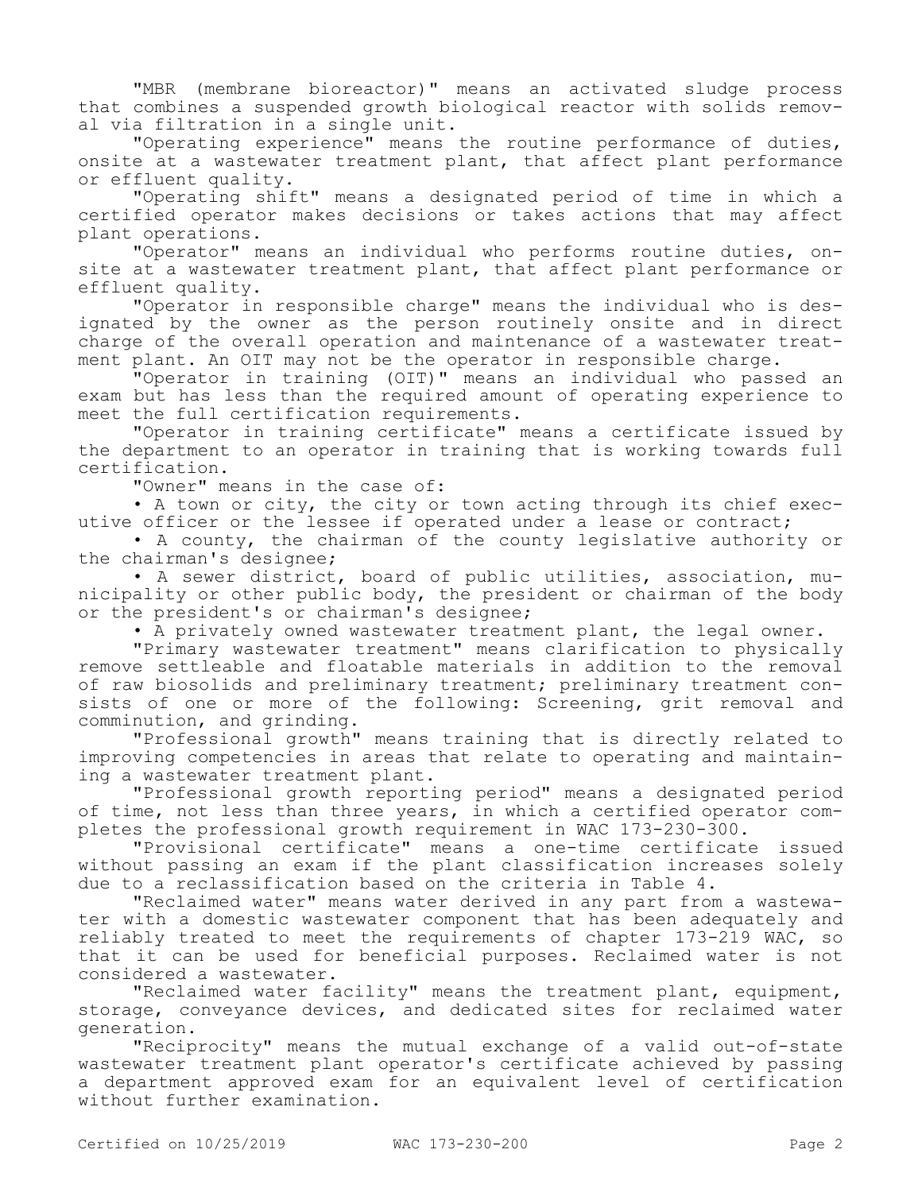"MBR (membrane bioreactor)" means an activated sludge process that combines a suspended growth biological reactor with solids removal via filtration in a single unit.

"Operating experience" means the routine performance of duties, onsite at a wastewater treatment plant, that affect plant performance or effluent quality.

"Operating shift" means a designated period of time in which a certified operator makes decisions or takes actions that may affect plant operations.

"Operator" means an individual who performs routine duties, onsite at a wastewater treatment plant, that affect plant performance or effluent quality.

"Operator in responsible charge" means the individual who is designated by the owner as the person routinely onsite and in direct charge of the overall operation and maintenance of a wastewater treatment plant. An OIT may not be the operator in responsible charge.

"Operator in training (OIT)" means an individual who passed an exam but has less than the required amount of operating experience to meet the full certification requirements.

"Operator in training certificate" means a certificate issued by the department to an operator in training that is working towards full certification.

"Owner" means in the case of:

- A town or city, the city or town acting through its chief executive officer or the lessee if operated under a lease or contract;
- A county, the chairman of the county legislative authority or the chairman's designee;
- A sewer district, board of public utilities, association, municipality or other public body, the president or chairman of the body or the president's or chairman's designee;
- A privately owned wastewater treatment plant, the legal owner.

"Primary wastewater treatment" means clarification to physically remove settleable and floatable materials in addition to the removal of raw biosolids and preliminary treatment; preliminary treatment consists of one or more of the following: Screening, grit removal and comminution, and grinding.

"Professional growth" means training that is directly related to improving competencies in areas that relate to operating and maintaining a wastewater treatment plant.

"Professional growth reporting period" means a designated period of time, not less than three years, in which a certified operator completes the professional growth requirement in WAC 173-230-300.

"Provisional certificate" means a one-time certificate issued without passing an exam if the plant classification increases solely due to a reclassification based on the criteria in Table 4.

"Reclaimed water" means water derived in any part from a wastewater with a domestic wastewater component that has been adequately and reliably treated to meet the requirements of chapter 173-219 WAC, so that it can be used for beneficial purposes. Reclaimed water is not considered a wastewater.

"Reclaimed water facility" means the treatment plant, equipment, storage, conveyance devices, and dedicated sites for reclaimed water generation.

"Reciprocity" means the mutual exchange of a valid out-of-state wastewater treatment plant operator's certificate achieved by passing a department approved exam for an equivalent level of certification without further examination.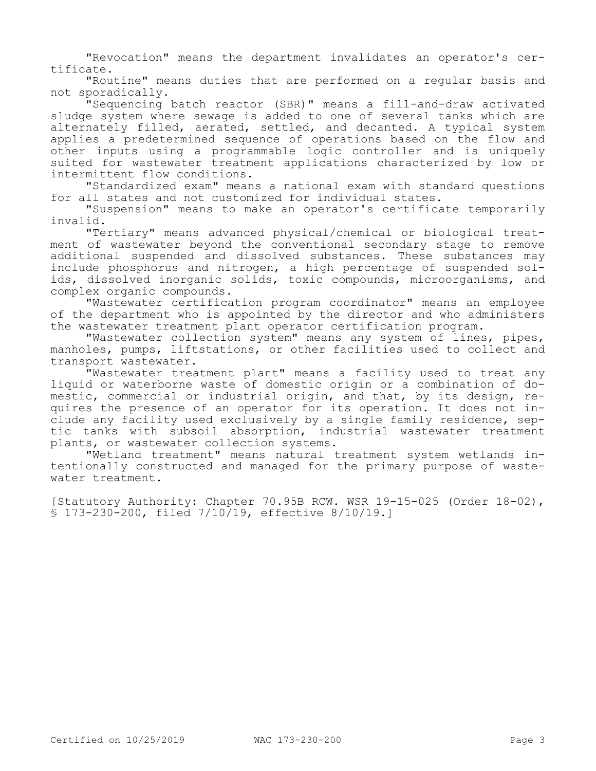"Revocation" means the department invalidates an operator's certificate.

"Routine" means duties that are performed on a regular basis and not sporadically.

"Sequencing batch reactor (SBR)" means a fill-and-draw activated sludge system where sewage is added to one of several tanks which are alternately filled, aerated, settled, and decanted. A typical system applies a predetermined sequence of operations based on the flow and other inputs using a programmable logic controller and is uniquely suited for wastewater treatment applications characterized by low or intermittent flow conditions.

"Standardized exam" means a national exam with standard questions for all states and not customized for individual states.

"Suspension" means to make an operator's certificate temporarily invalid.

"Tertiary" means advanced physical/chemical or biological treatment of wastewater beyond the conventional secondary stage to remove additional suspended and dissolved substances. These substances may include phosphorus and nitrogen, a high percentage of suspended solids, dissolved inorganic solids, toxic compounds, microorganisms, and complex organic compounds.

"Wastewater certification program coordinator" means an employee of the department who is appointed by the director and who administers the wastewater treatment plant operator certification program.

"Wastewater collection system" means any system of lines, pipes, manholes, pumps, liftstations, or other facilities used to collect and transport wastewater.

"Wastewater treatment plant" means a facility used to treat any liquid or waterborne waste of domestic origin or a combination of domestic, commercial or industrial origin, and that, by its design, requires the presence of an operator for its operation. It does not include any facility used exclusively by a single family residence, septic tanks with subsoil absorption, industrial wastewater treatment plants, or wastewater collection systems.

"Wetland treatment" means natural treatment system wetlands intentionally constructed and managed for the primary purpose of wastewater treatment.

[Statutory Authority: Chapter 70.95B RCW. WSR 19-15-025 (Order 18-02), § 173-230-200, filed 7/10/19, effective 8/10/19.]